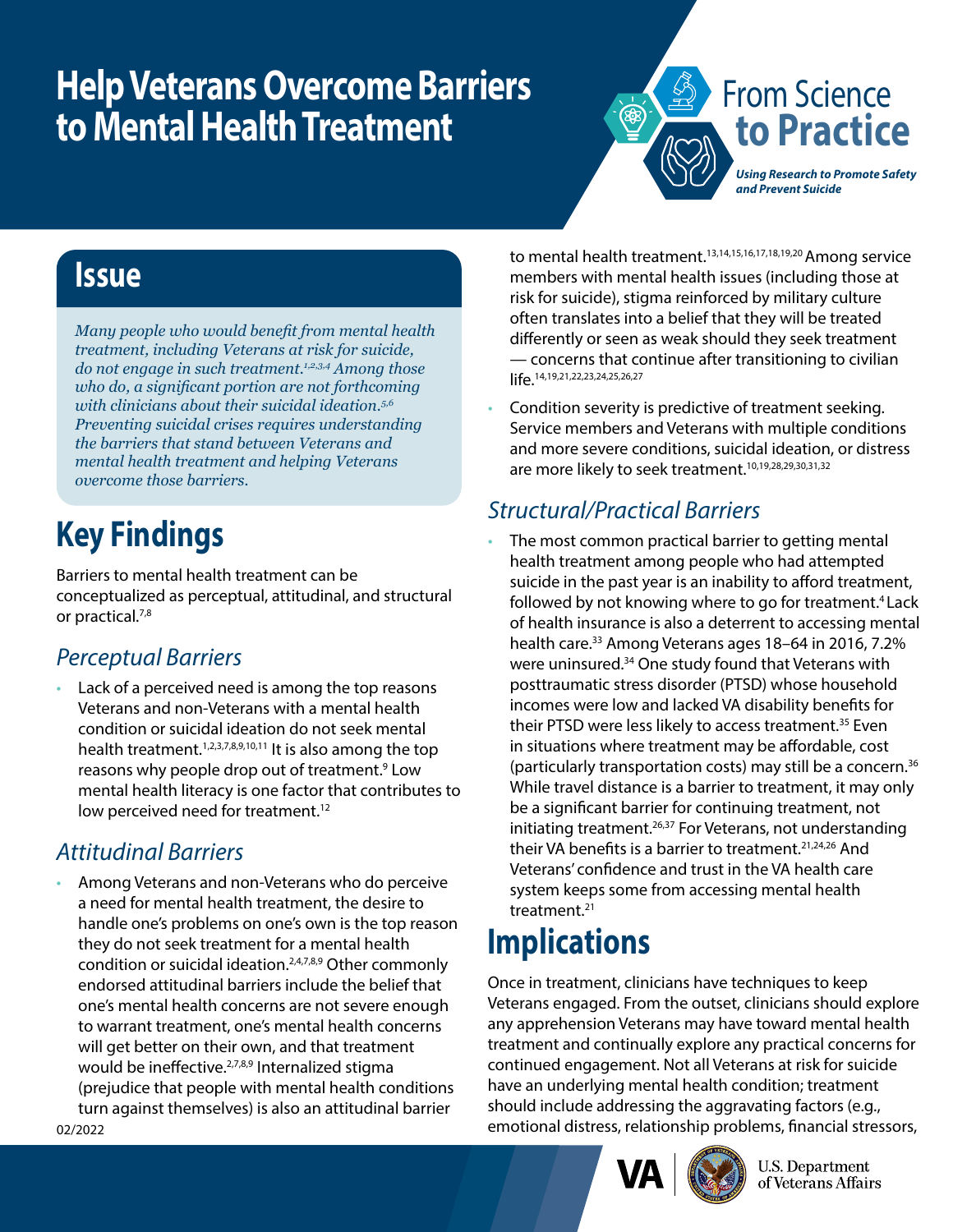# Help Veterans Overcome Barriers to Mental Health Treatment

From Science to Practice

*Using Research to Promote Safety and Prevent Suicide*

## Issue

*Many people who would benefit from mental health treatment, including Veterans at risk for suicide, do not engage in such treatment.[1,2,3,4] Among those who do, a significant portion are not forthcoming with clinicians about their suicidal ideation.[5,6] Preventing suicidal crises requires understanding the barriers that stand between Veterans and mental health treatment and helping Veterans overcome those barriers.*

## Key Findings

Barriers to mental health treatment can be conceptualized as perceptual, attitudinal, and structural or practical.[7,8]

### *Perceptual Barriers*

- Lack of a perceived need is among the top reasons Veterans and non-Veterans with a mental health condition or suicidal ideation do not seek mental health treatment.[1,2,3,7,8,9,10,11] It is also among the top reasons why people drop out of treatment.[9] Low mental health literacy is one factor that contributes to low perceived need for treatment.[12]

### *Attitudinal Barriers*

- Among Veterans and non-Veterans who do perceive a need for mental health treatment, the desire to handle one's problems on one's own is the top reason they do not seek treatment for a mental health condition or suicidal ideation.[2,4,7,8,9] Other commonly endorsed attitudinal barriers include the belief that one's mental health concerns are not severe enough to warrant treatment, one's mental health concerns will get better on their own, and that treatment would be ineffective.[2,7,8,9] Internalized stigma (prejudice that people with mental health conditions turn against themselves) is also an attitudinal barrier to mental health treatment.[13,14,15,16,17,18,19,20] Among service members with mental health issues (including those at risk for suicide), stigma reinforced by military culture often translates into a belief that they will be treated differently or seen as weak should they seek treatment — concerns that continue after transitioning to civilian life.[14,19,21,22,23,24,25,26,27]
- Condition severity is predictive of treatment seeking. Service members and Veterans with multiple conditions and more severe conditions, suicidal ideation, or distress are more likely to seek treatment.[10,19,28,29,30,31,32]

### *Structural/Practical Barriers*

- The most common practical barrier to getting mental health treatment among people who had attempted suicide in the past year is an inability to afford treatment, followed by not knowing where to go for treatment.[4] Lack of health insurance is also a deterrent to accessing mental health care.[33] Among Veterans ages 18–64 in 2016, 7.2% were uninsured.[34] One study found that Veterans with posttraumatic stress disorder (PTSD) whose household incomes were low and lacked VA disability benefits for their PTSD were less likely to access treatment.[35] Even in situations where treatment may be affordable, cost (particularly transportation costs) may still be a concern.[36] While travel distance is a barrier to treatment, it may only be a significant barrier for continuing treatment, not initiating treatment.[26,37] For Veterans, not understanding their VA benefits is a barrier to treatment.[21,24,26] And Veterans' confidence and trust in the VA health care system keeps some from accessing mental health treatment.[21]

## Implications

Once in treatment, clinicians have techniques to keep Veterans engaged. From the outset, clinicians should explore any apprehension Veterans may have toward mental health treatment and continually explore any practical concerns for continued engagement. Not all Veterans at risk for suicide have an underlying mental health condition; treatment should include addressing the aggravating factors (e.g., emotional distress, relationship problems, financial stressors,

02/2022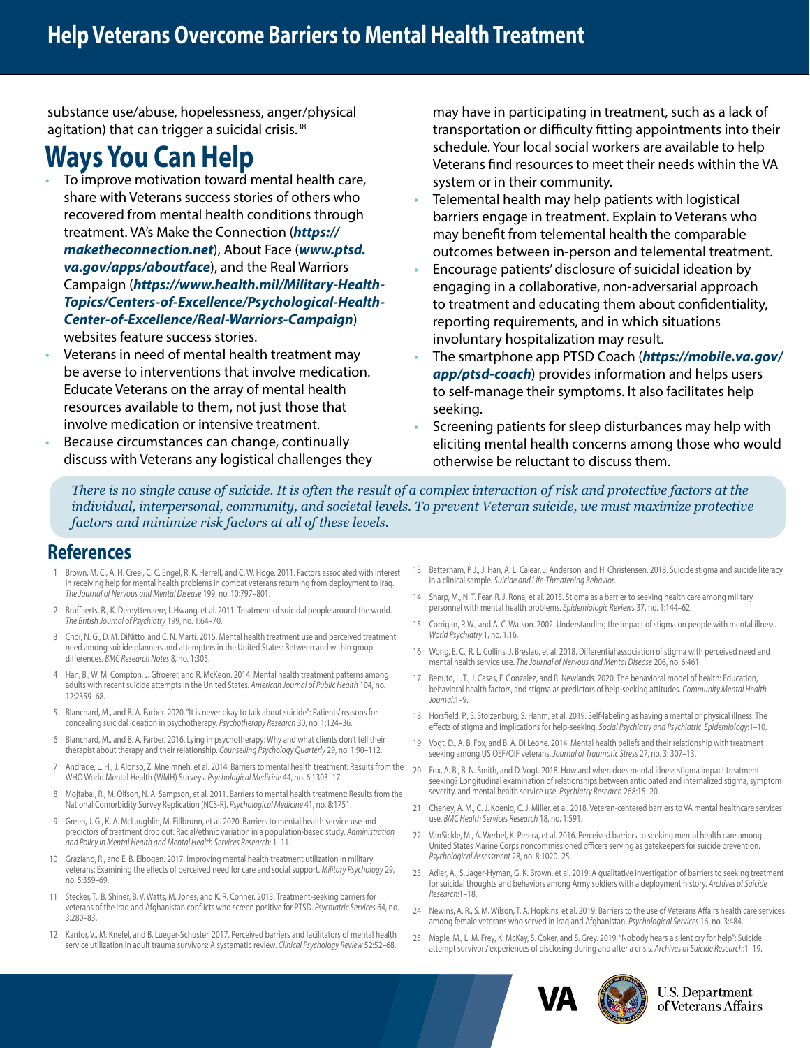substance use/abuse, hopelessness, anger/physical agitation) that can trigger a suicidal crisis.[38]

# Ways You Can Help

- To improve motivation toward mental health care, share with Veterans success stories of others who recovered from mental health conditions through treatment. VA's Make the Connection (***https://maketheconnection.net***), About Face (***www.ptsd.va.gov/apps/aboutface***), and the Real Warriors Campaign (***https://www.health.mil/Military-Health-Topics/Centers-of-Excellence/Psychological-Health-Center-of-Excellence/Real-Warriors-Campaign***) websites feature success stories.
- Veterans in need of mental health treatment may be averse to interventions that involve medication. Educate Veterans on the array of mental health resources available to them, not just those that involve medication or intensive treatment.
- Because circumstances can change, continually discuss with Veterans any logistical challenges they may have in participating in treatment, such as a lack of transportation or difficulty fitting appointments into their schedule. Your local social workers are available to help Veterans find resources to meet their needs within the VA system or in their community.
- Telemental health may help patients with logistical barriers engage in treatment. Explain to Veterans who may benefit from telemental health the comparable outcomes between in-person and telemental treatment.
- Encourage patients' disclosure of suicidal ideation by engaging in a collaborative, non-adversarial approach to treatment and educating them about confidentiality, reporting requirements, and in which situations involuntary hospitalization may result.
- The smartphone app PTSD Coach (***https://mobile.va.gov/app/ptsd-coach***) provides information and helps users to self-manage their symptoms. It also facilitates help seeking.
- Screening patients for sleep disturbances may help with eliciting mental health concerns among those who would otherwise be reluctant to discuss them.

*There is no single cause of suicide. It is often the result of a complex interaction of risk and protective factors at the individual, interpersonal, community, and societal levels. To prevent Veteran suicide, we must maximize protective factors and minimize risk factors at all of these levels.*

## References

1. Brown, M. C., A. H. Creel, C. C. Engel, R. K. Herrell, and C. W. Hoge. 2011. Factors associated with interest in receiving help for mental health problems in combat veterans returning from deployment to Iraq. *The Journal of Nervous and Mental Disease* 199, no. 10:797–801.
2. Bruffaerts, R., K. Demyttenaere, I. Hwang, et al. 2011. Treatment of suicidal people around the world. *The British Journal of Psychiatry* 199, no. 1:64–70.
3. Choi, N. G., D. M. DiNitto, and C. N. Marti. 2015. Mental health treatment use and perceived treatment need among suicide planners and attempters in the United States: Between and within group differences. *BMC Research Notes* 8, no. 1:305.
4. Han, B., W. M. Compton, J. Gfroerer, and R. McKeon. 2014. Mental health treatment patterns among adults with recent suicide attempts in the United States. *American Journal of Public Health* 104, no. 12:2359–68.
5. Blanchard, M., and B. A. Farber. 2020. "It is never okay to talk about suicide": Patients' reasons for concealing suicidal ideation in psychotherapy. *Psychotherapy Research* 30, no. 1:124–36.
6. Blanchard, M., and B. A. Farber. 2016. Lying in psychotherapy: Why and what clients don't tell their therapist about therapy and their relationship. *Counselling Psychology Quarterly* 29, no. 1:90–112.
7. Andrade, L. H., J. Alonso, Z. Mneimneh, et al. 2014. Barriers to mental health treatment: Results from the WHO World Mental Health (WMH) Surveys. *Psychological Medicine* 44, no. 6:1303–17.
8. Mojtabai, R., M. Olfson, N. A. Sampson, et al. 2011. Barriers to mental health treatment: Results from the National Comorbidity Survey Replication (NCS-R). *Psychological Medicine* 41, no. 8:1751.
9. Green, J. G., K. A. McLaughlin, M. Fillbrunn, et al. 2020. Barriers to mental health service use and predictors of treatment drop out: Racial/ethnic variation in a population-based study. *Administration and Policy in Mental Health and Mental Health Services Research*: 1–11.
10. Graziano, R., and E. B. Elbogen. 2017. Improving mental health treatment utilization in military veterans: Examining the effects of perceived need for care and social support. *Military Psychology* 29, no. 5:359–69.
11. Stecker, T., B. Shiner, B. V. Watts, M. Jones, and K. R. Conner. 2013. Treatment-seeking barriers for veterans of the Iraq and Afghanistan conflicts who screen positive for PTSD. *Psychiatric Services* 64, no. 3:280–83.
12. Kantor, V., M. Knefel, and B. Lueger-Schuster. 2017. Perceived barriers and facilitators of mental health service utilization in adult trauma survivors: A systematic review. *Clinical Psychology Review* 52:52–68.
13. Batterham, P. J., J. Han, A. L. Calear, J. Anderson, and H. Christensen. 2018. Suicide stigma and suicide literacy in a clinical sample. *Suicide and Life-Threatening Behavior*.
14. Sharp, M., N. T. Fear, R. J. Rona, et al. 2015. Stigma as a barrier to seeking health care among military personnel with mental health problems. *Epidemiologic Reviews* 37, no. 1:144–62.
15. Corrigan, P. W., and A. C. Watson. 2002. Understanding the impact of stigma on people with mental illness. *World Psychiatry* 1, no. 1:16.
16. Wong, E. C., R. L. Collins, J. Breslau, et al. 2018. Differential association of stigma with perceived need and mental health service use. *The Journal of Nervous and Mental Disease* 206, no. 6:461.
17. Benuto, L. T., J. Casas, F. Gonzalez, and R. Newlands. 2020. The behavioral model of health: Education, behavioral health factors, and stigma as predictors of help-seeking attitudes. *Community Mental Health Journal*:1–9.
18. Horsfield, P., S. Stolzenburg, S. Hahm, et al. 2019. Self-labeling as having a mental or physical illness: The effects of stigma and implications for help-seeking. *Social Psychiatry and Psychiatric Epidemiology*:1–10.
19. Vogt, D., A. B. Fox, and B. A. Di Leone. 2014. Mental health beliefs and their relationship with treatment seeking among US OEF/OIF veterans. *Journal of Traumatic Stress* 27, no. 3: 307–13.
20. Fox, A. B., B. N. Smith, and D. Vogt. 2018. How and when does mental illness stigma impact treatment seeking? Longitudinal examination of relationships between anticipated and internalized stigma, symptom severity, and mental health service use. *Psychiatry Research* 268:15–20.
21. Cheney, A. M., C. J. Koenig, C. J. Miller, et al. 2018. Veteran-centered barriers to VA mental healthcare services use. *BMC Health Services Research* 18, no. 1:591.
22. VanSickle, M., A. Werbel, K. Perera, et al. 2016. Perceived barriers to seeking mental health care among United States Marine Corps noncommissioned officers serving as gatekeepers for suicide prevention. *Psychological Assessment* 28, no. 8:1020–25.
23. Adler, A., S. Jager-Hyman, G. K. Brown, et al. 2019. A qualitative investigation of barriers to seeking treatment for suicidal thoughts and behaviors among Army soldiers with a deployment history. *Archives of Suicide Research*:1–18.
24. Newins, A. R., S. M. Wilson, T. A. Hopkins, et al. 2019. Barriers to the use of Veterans Affairs health care services among female veterans who served in Iraq and Afghanistan. *Psychological Services* 16, no. 3:484.
25. Maple, M., L. M. Frey, K. McKay, S. Coker, and S. Grey. 2019. "Nobody hears a silent cry for help": Suicide attempt survivors' experiences of disclosing during and after a crisis. *Archives of Suicide Research*:1–19.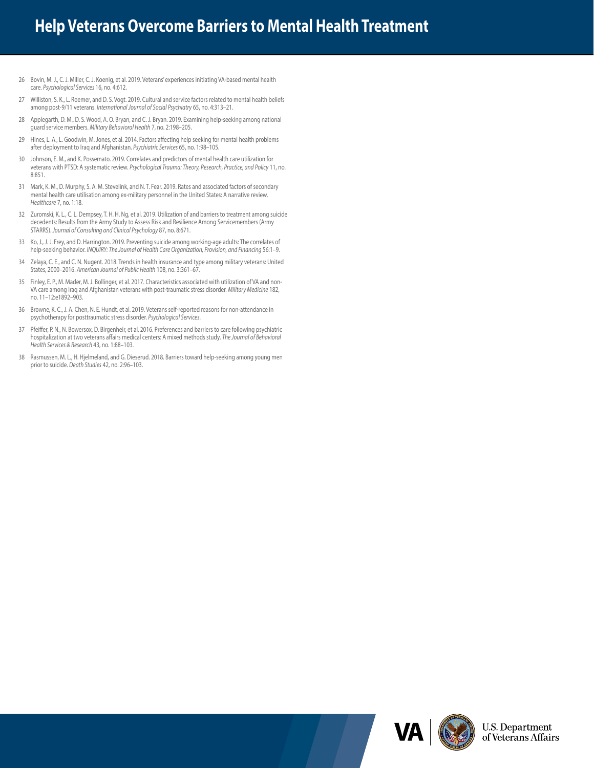26 Bovin, M. J., C. J. Miller, C. J. Koenig, et al. 2019. Veterans' experiences initiating VA-based mental health care. *Psychological Services* 16, no. 4:612.

27 Williston, S. K., L. Roemer, and D. S. Vogt. 2019. Cultural and service factors related to mental health beliefs among post-9/11 veterans. *International Journal of Social Psychiatry* 65, no. 4:313–21.

28 Applegarth, D. M., D. S. Wood, A. O. Bryan, and C. J. Bryan. 2019. Examining help-seeking among national guard service members. *Military Behavioral Health* 7, no. 2:198–205.

29 Hines, L. A., L. Goodwin, M. Jones, et al. 2014. Factors affecting help seeking for mental health problems after deployment to Iraq and Afghanistan. *Psychiatric Services* 65, no. 1:98–105.

30 Johnson, E. M., and K. Possemato. 2019. Correlates and predictors of mental health care utilization for veterans with PTSD: A systematic review. *Psychological Trauma: Theory, Research, Practice, and Policy* 11, no. 8:851.

31 Mark, K. M., D. Murphy, S. A. M. Stevelink, and N. T. Fear. 2019. Rates and associated factors of secondary mental health care utilisation among ex-military personnel in the United States: A narrative review. *Healthcare* 7, no. 1:18.

32 Zuromski, K. L., C. L. Dempsey, T. H. H. Ng, et al. 2019. Utilization of and barriers to treatment among suicide decedents: Results from the Army Study to Assess Risk and Resilience Among Servicemembers (Army STARRS). *Journal of Consulting and Clinical Psychology* 87, no. 8:671.

33 Ko, J., J. J. Frey, and D. Harrington. 2019. Preventing suicide among working-age adults: The correlates of help-seeking behavior. *INQUIRY: The Journal of Health Care Organization, Provision, and Financing* 56:1–9.

34 Zelaya, C. E., and C. N. Nugent. 2018. Trends in health insurance and type among military veterans: United States, 2000–2016. *American Journal of Public Health* 108, no. 3:361–67.

35 Finley, E. P., M. Mader, M. J. Bollinger, et al. 2017. Characteristics associated with utilization of VA and non-VA care among Iraq and Afghanistan veterans with post-traumatic stress disorder. *Military Medicine* 182, no. 11–12:e1892–903.

36 Browne, K. C., J. A. Chen, N. E. Hundt, et al. 2019. Veterans self-reported reasons for non-attendance in psychotherapy for posttraumatic stress disorder. *Psychological Services*.

37 Pfeiffer, P. N., N. Bowersox, D. Birgenheir, et al. 2016. Preferences and barriers to care following psychiatric hospitalization at two veterans affairs medical centers: A mixed methods study. *The Journal of Behavioral Health Services & Research* 43, no. 1:88–103.

38 Rasmussen, M. L., H. Hjelmeland, and G. Dieserud. 2018. Barriers toward help-seeking among young men prior to suicide. *Death Studies* 42, no. 2:96–103.